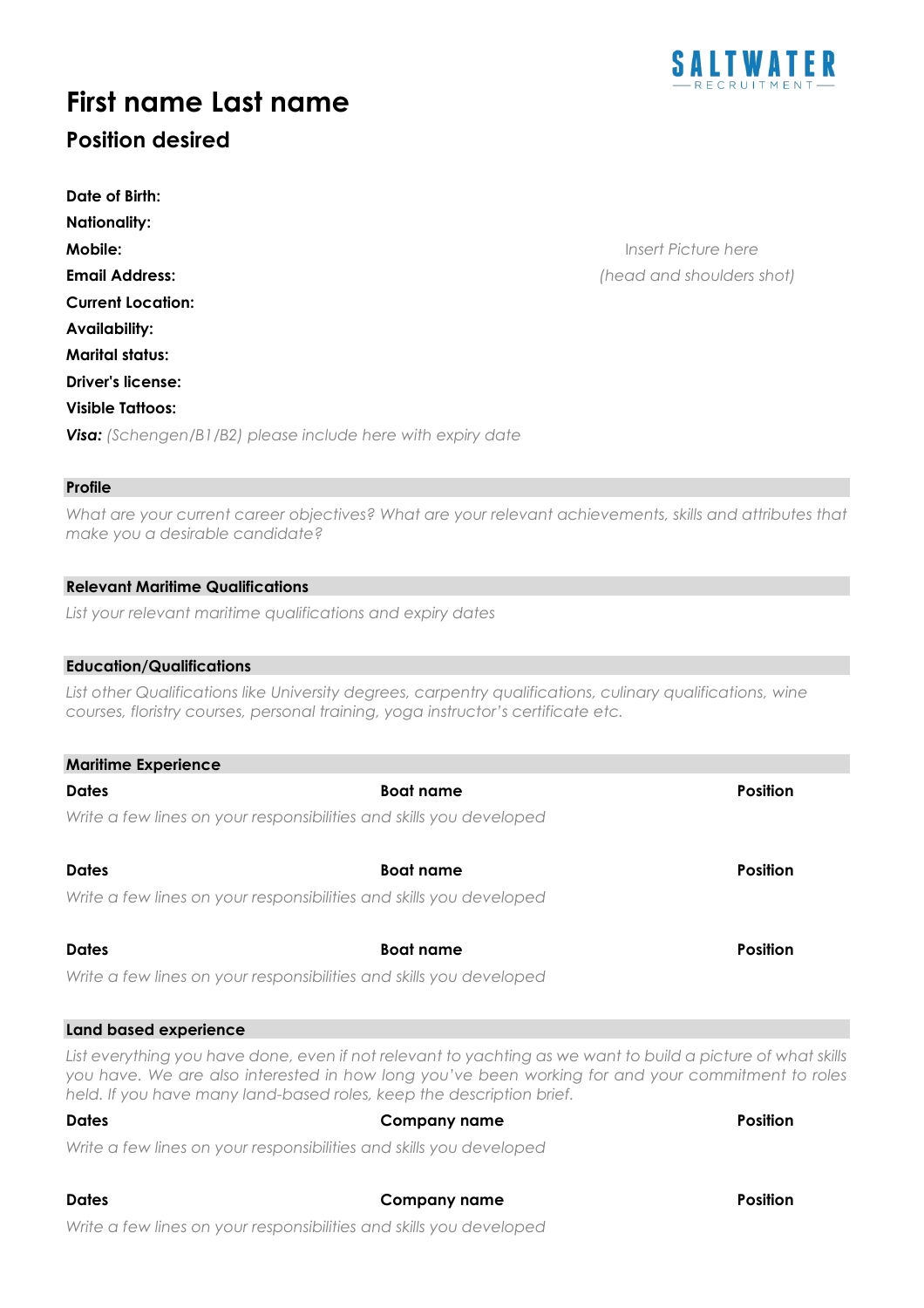SALTWATER RECRUITMENT

# First name Last name

## Position desired

**Date of Birth:**
**Nationality:**
**Mobile:**
**Email Address:**
**Current Location:**
**Availability:**
**Marital status:**
**Driver's license:**
**Visible Tattoos:**
***Visa:*** *(Schengen/B1/B2) please include here with expiry date*

*Insert Picture here*
*(head and shoulders shot)*

### Profile

*What are your current career objectives? What are your relevant achievements, skills and attributes that make you a desirable candidate?*

### Relevant Maritime Qualifications

*List your relevant maritime qualifications and expiry dates*

### Education/Qualifications

*List other Qualifications like University degrees, carpentry qualifications, culinary qualifications, wine courses, floristry courses, personal training, yoga instructor's certificate etc.*

### Maritime Experience

**Dates** | **Boat name** | **Position**

*Write a few lines on your responsibilities and skills you developed*

**Dates** | **Boat name** | **Position**

*Write a few lines on your responsibilities and skills you developed*

**Dates** | **Boat name** | **Position**

*Write a few lines on your responsibilities and skills you developed*

### Land based experience

*List everything you have done, even if not relevant to yachting as we want to build a picture of what skills you have. We are also interested in how long you've been working for and your commitment to roles held. If you have many land-based roles, keep the description brief.*

**Dates** | **Company name** | **Position**

*Write a few lines on your responsibilities and skills you developed*

**Dates** | **Company name** | **Position**

*Write a few lines on your responsibilities and skills you developed*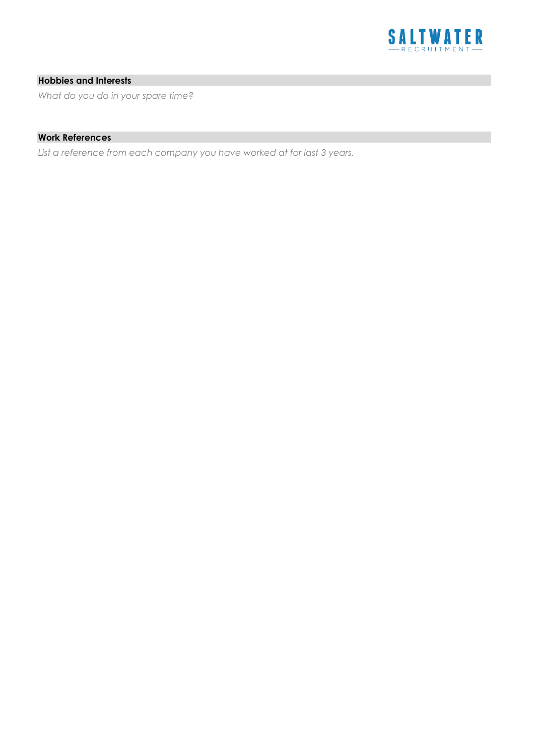## Hobbies and Interests

*What do you do in your spare time?*

## Work References

*List a reference from each company you have worked at for last 3 years.*